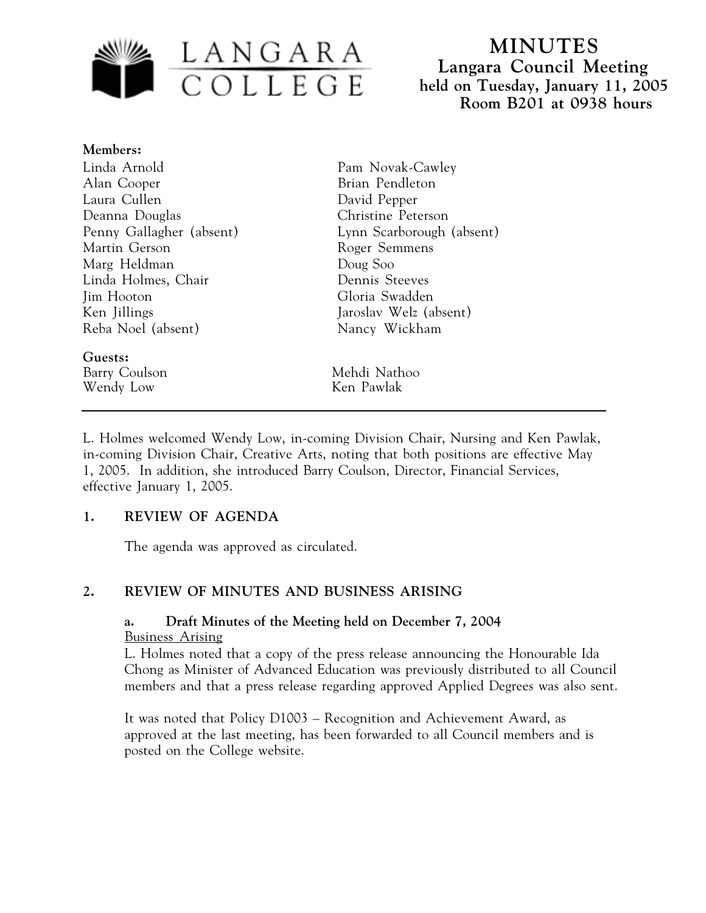# MINUTES

## Langara Council Meeting
### held on Tuesday, January 11, 2005
### Room B201 at 0938 hours

**Members:**

Linda Arnold
Alan Cooper
Laura Cullen
Deanna Douglas
Penny Gallagher (absent)
Martin Gerson
Marg Heldman
Linda Holmes, Chair
Jim Hooton
Ken Jillings
Reba Noel (absent)
Pam Novak-Cawley
Brian Pendleton
David Pepper
Christine Peterson
Lynn Scarborough (absent)
Roger Semmens
Doug Soo
Dennis Steeves
Gloria Swadden
Jaroslav Welz (absent)
Nancy Wickham

**Guests:**

Barry Coulson
Wendy Low
Mehdi Nathoo
Ken Pawlak

---

L. Holmes welcomed Wendy Low, in-coming Division Chair, Nursing and Ken Pawlak, in-coming Division Chair, Creative Arts, noting that both positions are effective May 1, 2005. In addition, she introduced Barry Coulson, Director, Financial Services, effective January 1, 2005.

## 1. REVIEW OF AGENDA

The agenda was approved as circulated.

## 2. REVIEW OF MINUTES AND BUSINESS ARISING

### a. Draft Minutes of the Meeting held on December 7, 2004

Business Arising

L. Holmes noted that a copy of the press release announcing the Honourable Ida Chong as Minister of Advanced Education was previously distributed to all Council members and that a press release regarding approved Applied Degrees was also sent.

It was noted that Policy D1003 – Recognition and Achievement Award, as approved at the last meeting, has been forwarded to all Council members and is posted on the College website.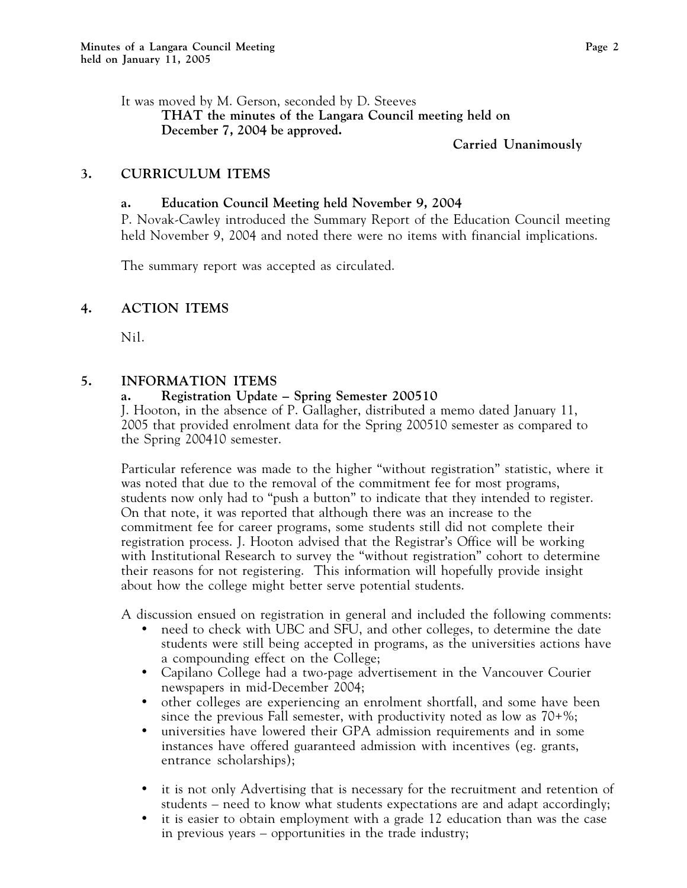It was moved by M. Gerson, seconded by D. Steeves

**THAT the minutes of the Langara Council meeting held on December 7, 2004 be approved.**

**Carried Unanimously**

## 3. CURRICULUM ITEMS

### a. Education Council Meeting held November 9, 2004

P. Novak-Cawley introduced the Summary Report of the Education Council meeting held November 9, 2004 and noted there were no items with financial implications.

The summary report was accepted as circulated.

## 4. ACTION ITEMS

Nil.

## 5. INFORMATION ITEMS

### a. Registration Update – Spring Semester 200510

J. Hooton, in the absence of P. Gallagher, distributed a memo dated January 11, 2005 that provided enrolment data for the Spring 200510 semester as compared to the Spring 200410 semester.

Particular reference was made to the higher "without registration" statistic, where it was noted that due to the removal of the commitment fee for most programs, students now only had to "push a button" to indicate that they intended to register. On that note, it was reported that although there was an increase to the commitment fee for career programs, some students still did not complete their registration process. J. Hooton advised that the Registrar's Office will be working with Institutional Research to survey the "without registration" cohort to determine their reasons for not registering. This information will hopefully provide insight about how the college might better serve potential students.

A discussion ensued on registration in general and included the following comments:

- need to check with UBC and SFU, and other colleges, to determine the date students were still being accepted in programs, as the universities actions have a compounding effect on the College;
- Capilano College had a two-page advertisement in the Vancouver Courier newspapers in mid-December 2004;
- other colleges are experiencing an enrolment shortfall, and some have been since the previous Fall semester, with productivity noted as low as 70+%;
- universities have lowered their GPA admission requirements and in some instances have offered guaranteed admission with incentives (eg. grants, entrance scholarships);
- it is not only Advertising that is necessary for the recruitment and retention of students – need to know what students expectations are and adapt accordingly;
- it is easier to obtain employment with a grade 12 education than was the case in previous years – opportunities in the trade industry;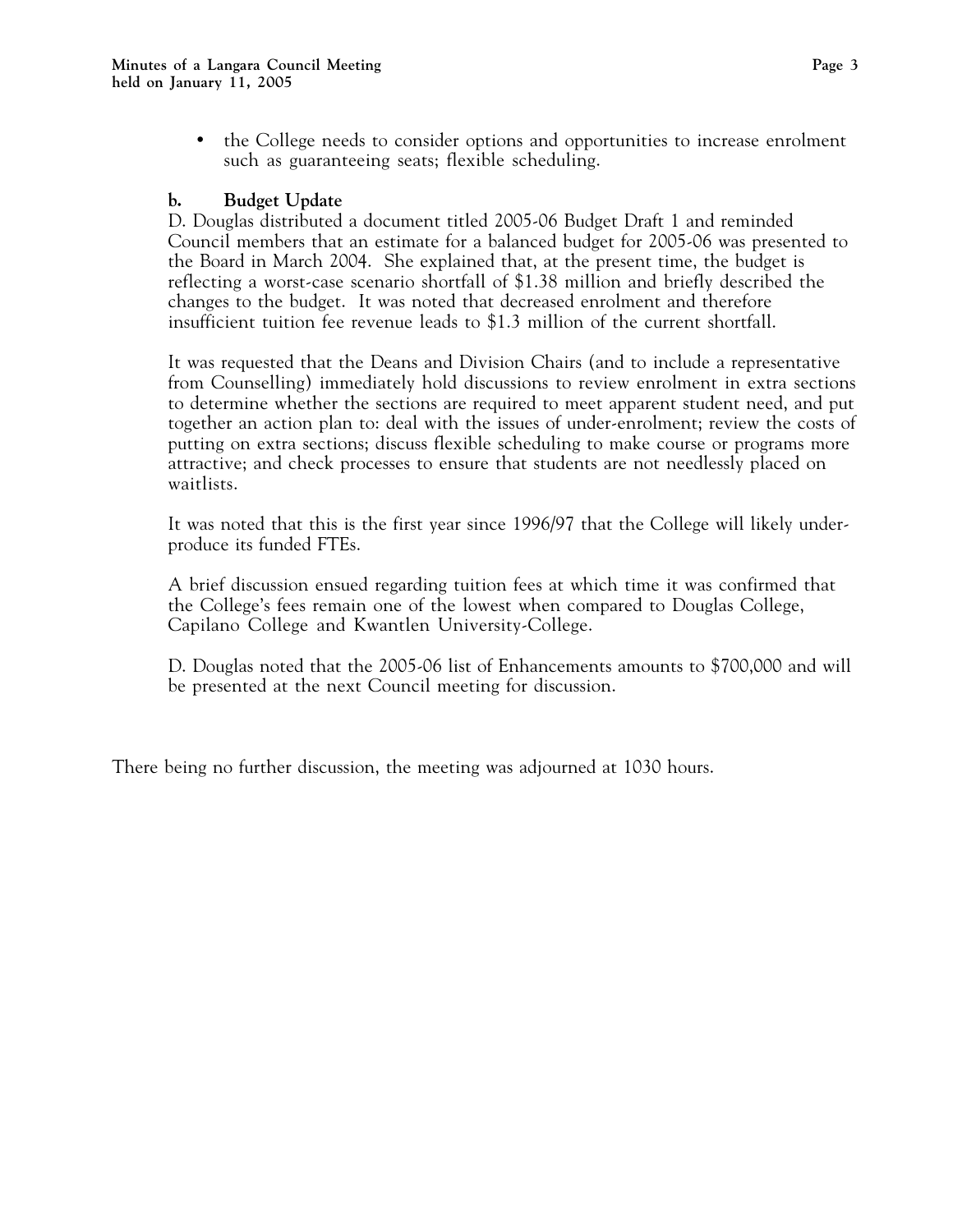- the College needs to consider options and opportunities to increase enrolment such as guaranteeing seats; flexible scheduling.

**b. Budget Update**

D. Douglas distributed a document titled 2005-06 Budget Draft 1 and reminded Council members that an estimate for a balanced budget for 2005-06 was presented to the Board in March 2004. She explained that, at the present time, the budget is reflecting a worst-case scenario shortfall of $1.38 million and briefly described the changes to the budget. It was noted that decreased enrolment and therefore insufficient tuition fee revenue leads to $1.3 million of the current shortfall.

It was requested that the Deans and Division Chairs (and to include a representative from Counselling) immediately hold discussions to review enrolment in extra sections to determine whether the sections are required to meet apparent student need, and put together an action plan to: deal with the issues of under-enrolment; review the costs of putting on extra sections; discuss flexible scheduling to make course or programs more attractive; and check processes to ensure that students are not needlessly placed on waitlists.

It was noted that this is the first year since 1996/97 that the College will likely under-produce its funded FTEs.

A brief discussion ensued regarding tuition fees at which time it was confirmed that the College's fees remain one of the lowest when compared to Douglas College, Capilano College and Kwantlen University-College.

D. Douglas noted that the 2005-06 list of Enhancements amounts to $700,000 and will be presented at the next Council meeting for discussion.

There being no further discussion, the meeting was adjourned at 1030 hours.